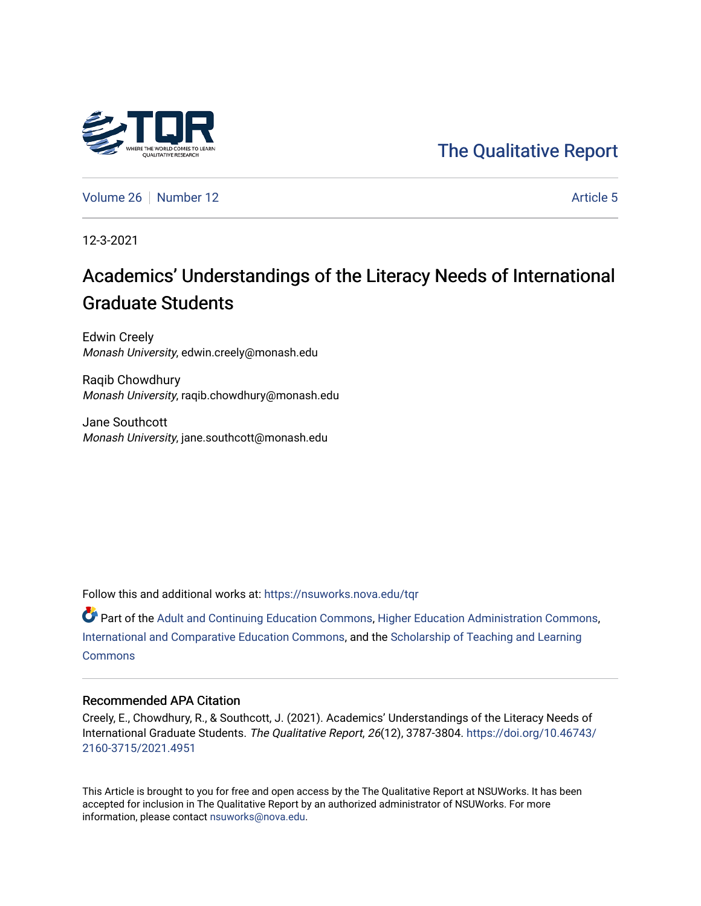The Qualitative Report

Volume 26 | Number 12 | Article 5

12-3-2021

# Academics' Understandings of the Literacy Needs of International Graduate Students

Edwin Creely
*Monash University*, edwin.creely@monash.edu

Raqib Chowdhury
*Monash University*, raqib.chowdhury@monash.edu

Jane Southcott
*Monash University*, jane.southcott@monash.edu

Follow this and additional works at: https://nsuworks.nova.edu/tqr

Part of the Adult and Continuing Education Commons, Higher Education Administration Commons, International and Comparative Education Commons, and the Scholarship of Teaching and Learning Commons

## Recommended APA Citation

Creely, E., Chowdhury, R., & Southcott, J. (2021). Academics' Understandings of the Literacy Needs of International Graduate Students. *The Qualitative Report*, *26*(12), 3787-3804. https://doi.org/10.46743/2160-3715/2021.4951

This Article is brought to you for free and open access by the The Qualitative Report at NSUWorks. It has been accepted for inclusion in The Qualitative Report by an authorized administrator of NSUWorks. For more information, please contact nsuworks@nova.edu.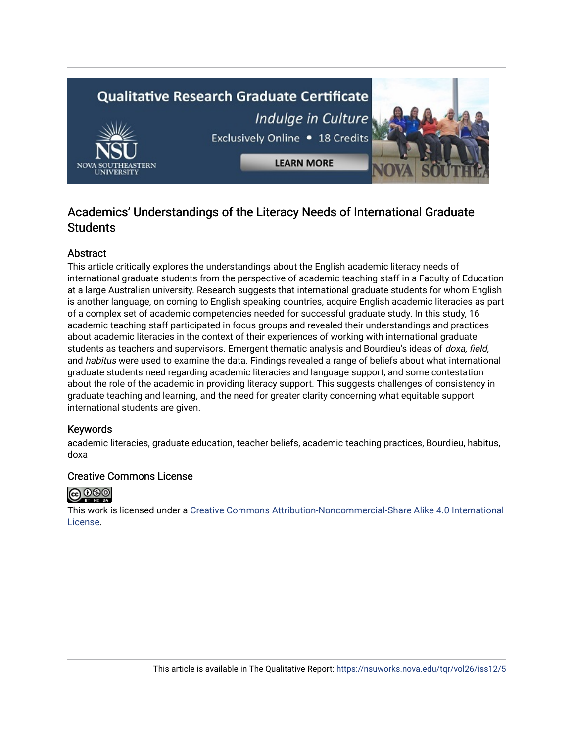# Academics' Understandings of the Literacy Needs of International Graduate Students

## Abstract

This article critically explores the understandings about the English academic literacy needs of international graduate students from the perspective of academic teaching staff in a Faculty of Education at a large Australian university. Research suggests that international graduate students for whom English is another language, on coming to English speaking countries, acquire English academic literacies as part of a complex set of academic competencies needed for successful graduate study. In this study, 16 academic teaching staff participated in focus groups and revealed their understandings and practices about academic literacies in the context of their experiences of working with international graduate students as teachers and supervisors. Emergent thematic analysis and Bourdieu's ideas of *doxa, field,* and *habitus* were used to examine the data. Findings revealed a range of beliefs about what international graduate students need regarding academic literacies and language support, and some contestation about the role of the academic in providing literacy support. This suggests challenges of consistency in graduate teaching and learning, and the need for greater clarity concerning what equitable support international students are given.

## Keywords

academic literacies, graduate education, teacher beliefs, academic teaching practices, Bourdieu, habitus, doxa

## Creative Commons License

This work is licensed under a Creative Commons Attribution-Noncommercial-Share Alike 4.0 International License.

This article is available in The Qualitative Report: https://nsuworks.nova.edu/tqr/vol26/iss12/5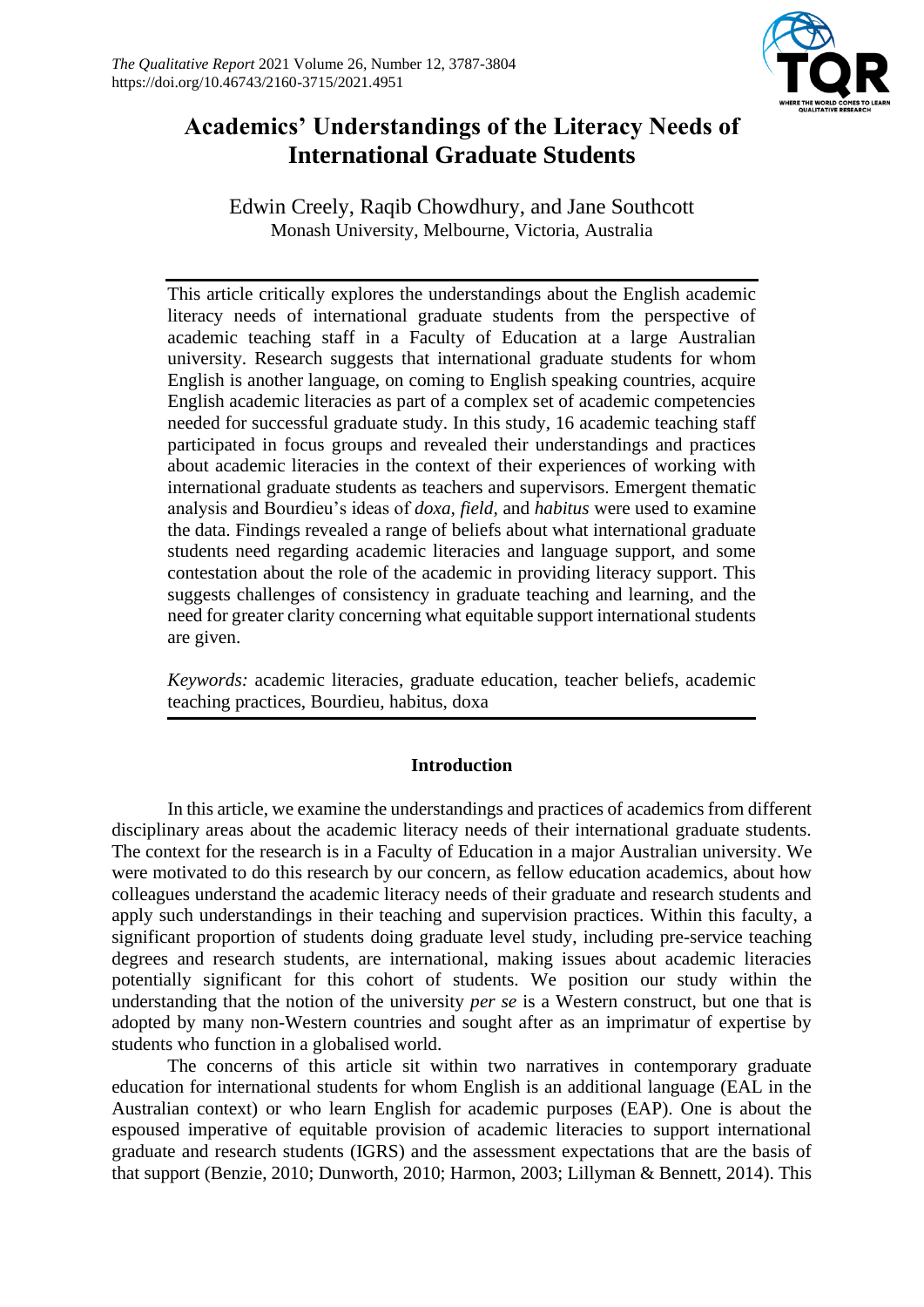# Academics' Understandings of the Literacy Needs of International Graduate Students

Edwin Creely, Raqib Chowdhury, and Jane Southcott

Monash University, Melbourne, Victoria, Australia

This article critically explores the understandings about the English academic literacy needs of international graduate students from the perspective of academic teaching staff in a Faculty of Education at a large Australian university. Research suggests that international graduate students for whom English is another language, on coming to English speaking countries, acquire English academic literacies as part of a complex set of academic competencies needed for successful graduate study. In this study, 16 academic teaching staff participated in focus groups and revealed their understandings and practices about academic literacies in the context of their experiences of working with international graduate students as teachers and supervisors. Emergent thematic analysis and Bourdieu's ideas of *doxa*, *field*, and *habitus* were used to examine the data. Findings revealed a range of beliefs about what international graduate students need regarding academic literacies and language support, and some contestation about the role of the academic in providing literacy support. This suggests challenges of consistency in graduate teaching and learning, and the need for greater clarity concerning what equitable support international students are given.

*Keywords:* academic literacies, graduate education, teacher beliefs, academic teaching practices, Bourdieu, habitus, doxa

## Introduction

In this article, we examine the understandings and practices of academics from different disciplinary areas about the academic literacy needs of their international graduate students. The context for the research is in a Faculty of Education in a major Australian university. We were motivated to do this research by our concern, as fellow education academics, about how colleagues understand the academic literacy needs of their graduate and research students and apply such understandings in their teaching and supervision practices. Within this faculty, a significant proportion of students doing graduate level study, including pre-service teaching degrees and research students, are international, making issues about academic literacies potentially significant for this cohort of students. We position our study within the understanding that the notion of the university *per se* is a Western construct, but one that is adopted by many non-Western countries and sought after as an imprimatur of expertise by students who function in a globalised world.

The concerns of this article sit within two narratives in contemporary graduate education for international students for whom English is an additional language (EAL in the Australian context) or who learn English for academic purposes (EAP). One is about the espoused imperative of equitable provision of academic literacies to support international graduate and research students (IGRS) and the assessment expectations that are the basis of that support (Benzie, 2010; Dunworth, 2010; Harmon, 2003; Lillyman & Bennett, 2014). This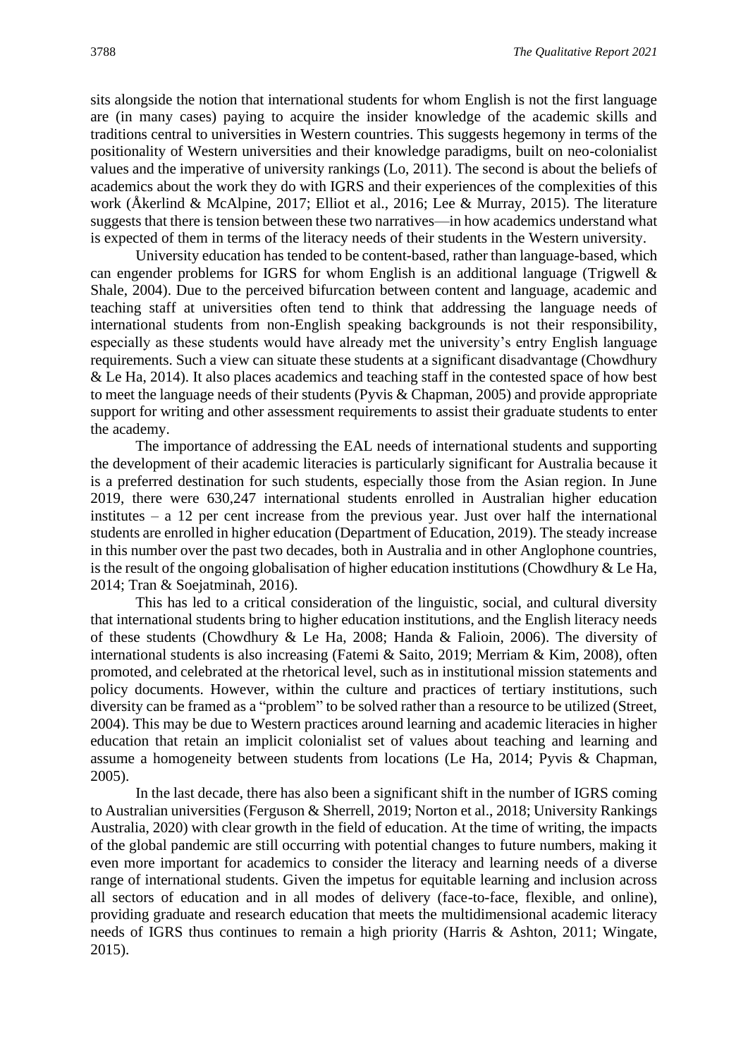sits alongside the notion that international students for whom English is not the first language are (in many cases) paying to acquire the insider knowledge of the academic skills and traditions central to universities in Western countries. This suggests hegemony in terms of the positionality of Western universities and their knowledge paradigms, built on neo-colonialist values and the imperative of university rankings (Lo, 2011). The second is about the beliefs of academics about the work they do with IGRS and their experiences of the complexities of this work (Åkerlind & McAlpine, 2017; Elliot et al., 2016; Lee & Murray, 2015). The literature suggests that there is tension between these two narratives—in how academics understand what is expected of them in terms of the literacy needs of their students in the Western university.

University education has tended to be content-based, rather than language-based, which can engender problems for IGRS for whom English is an additional language (Trigwell & Shale, 2004). Due to the perceived bifurcation between content and language, academic and teaching staff at universities often tend to think that addressing the language needs of international students from non-English speaking backgrounds is not their responsibility, especially as these students would have already met the university's entry English language requirements. Such a view can situate these students at a significant disadvantage (Chowdhury & Le Ha, 2014). It also places academics and teaching staff in the contested space of how best to meet the language needs of their students (Pyvis & Chapman, 2005) and provide appropriate support for writing and other assessment requirements to assist their graduate students to enter the academy.

The importance of addressing the EAL needs of international students and supporting the development of their academic literacies is particularly significant for Australia because it is a preferred destination for such students, especially those from the Asian region. In June 2019, there were 630,247 international students enrolled in Australian higher education institutes – a 12 per cent increase from the previous year. Just over half the international students are enrolled in higher education (Department of Education, 2019). The steady increase in this number over the past two decades, both in Australia and in other Anglophone countries, is the result of the ongoing globalisation of higher education institutions (Chowdhury & Le Ha, 2014; Tran & Soejatminah, 2016).

This has led to a critical consideration of the linguistic, social, and cultural diversity that international students bring to higher education institutions, and the English literacy needs of these students (Chowdhury & Le Ha, 2008; Handa & Falioin, 2006). The diversity of international students is also increasing (Fatemi & Saito, 2019; Merriam & Kim, 2008), often promoted, and celebrated at the rhetorical level, such as in institutional mission statements and policy documents. However, within the culture and practices of tertiary institutions, such diversity can be framed as a "problem" to be solved rather than a resource to be utilized (Street, 2004). This may be due to Western practices around learning and academic literacies in higher education that retain an implicit colonialist set of values about teaching and learning and assume a homogeneity between students from locations (Le Ha, 2014; Pyvis & Chapman, 2005).

In the last decade, there has also been a significant shift in the number of IGRS coming to Australian universities (Ferguson & Sherrell, 2019; Norton et al., 2018; University Rankings Australia, 2020) with clear growth in the field of education. At the time of writing, the impacts of the global pandemic are still occurring with potential changes to future numbers, making it even more important for academics to consider the literacy and learning needs of a diverse range of international students. Given the impetus for equitable learning and inclusion across all sectors of education and in all modes of delivery (face-to-face, flexible, and online), providing graduate and research education that meets the multidimensional academic literacy needs of IGRS thus continues to remain a high priority (Harris & Ashton, 2011; Wingate, 2015).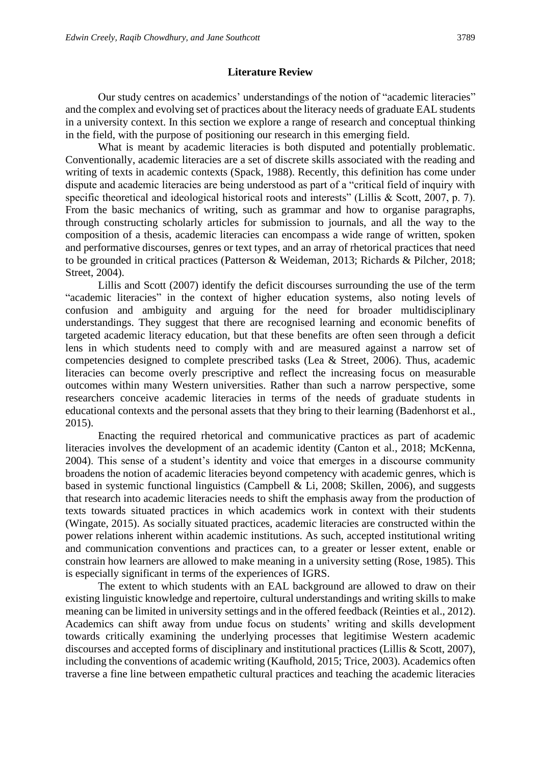## Literature Review

Our study centres on academics' understandings of the notion of "academic literacies" and the complex and evolving set of practices about the literacy needs of graduate EAL students in a university context. In this section we explore a range of research and conceptual thinking in the field, with the purpose of positioning our research in this emerging field.

What is meant by academic literacies is both disputed and potentially problematic. Conventionally, academic literacies are a set of discrete skills associated with the reading and writing of texts in academic contexts (Spack, 1988). Recently, this definition has come under dispute and academic literacies are being understood as part of a "critical field of inquiry with specific theoretical and ideological historical roots and interests" (Lillis & Scott, 2007, p. 7). From the basic mechanics of writing, such as grammar and how to organise paragraphs, through constructing scholarly articles for submission to journals, and all the way to the composition of a thesis, academic literacies can encompass a wide range of written, spoken and performative discourses, genres or text types, and an array of rhetorical practices that need to be grounded in critical practices (Patterson & Weideman, 2013; Richards & Pilcher, 2018; Street, 2004).

Lillis and Scott (2007) identify the deficit discourses surrounding the use of the term "academic literacies" in the context of higher education systems, also noting levels of confusion and ambiguity and arguing for the need for broader multidisciplinary understandings. They suggest that there are recognised learning and economic benefits of targeted academic literacy education, but that these benefits are often seen through a deficit lens in which students need to comply with and are measured against a narrow set of competencies designed to complete prescribed tasks (Lea & Street, 2006). Thus, academic literacies can become overly prescriptive and reflect the increasing focus on measurable outcomes within many Western universities. Rather than such a narrow perspective, some researchers conceive academic literacies in terms of the needs of graduate students in educational contexts and the personal assets that they bring to their learning (Badenhorst et al., 2015).

Enacting the required rhetorical and communicative practices as part of academic literacies involves the development of an academic identity (Canton et al., 2018; McKenna, 2004). This sense of a student's identity and voice that emerges in a discourse community broadens the notion of academic literacies beyond competency with academic genres, which is based in systemic functional linguistics (Campbell & Li, 2008; Skillen, 2006), and suggests that research into academic literacies needs to shift the emphasis away from the production of texts towards situated practices in which academics work in context with their students (Wingate, 2015). As socially situated practices, academic literacies are constructed within the power relations inherent within academic institutions. As such, accepted institutional writing and communication conventions and practices can, to a greater or lesser extent, enable or constrain how learners are allowed to make meaning in a university setting (Rose, 1985). This is especially significant in terms of the experiences of IGRS.

The extent to which students with an EAL background are allowed to draw on their existing linguistic knowledge and repertoire, cultural understandings and writing skills to make meaning can be limited in university settings and in the offered feedback (Reinties et al., 2012). Academics can shift away from undue focus on students' writing and skills development towards critically examining the underlying processes that legitimise Western academic discourses and accepted forms of disciplinary and institutional practices (Lillis & Scott, 2007), including the conventions of academic writing (Kaufhold, 2015; Trice, 2003). Academics often traverse a fine line between empathetic cultural practices and teaching the academic literacies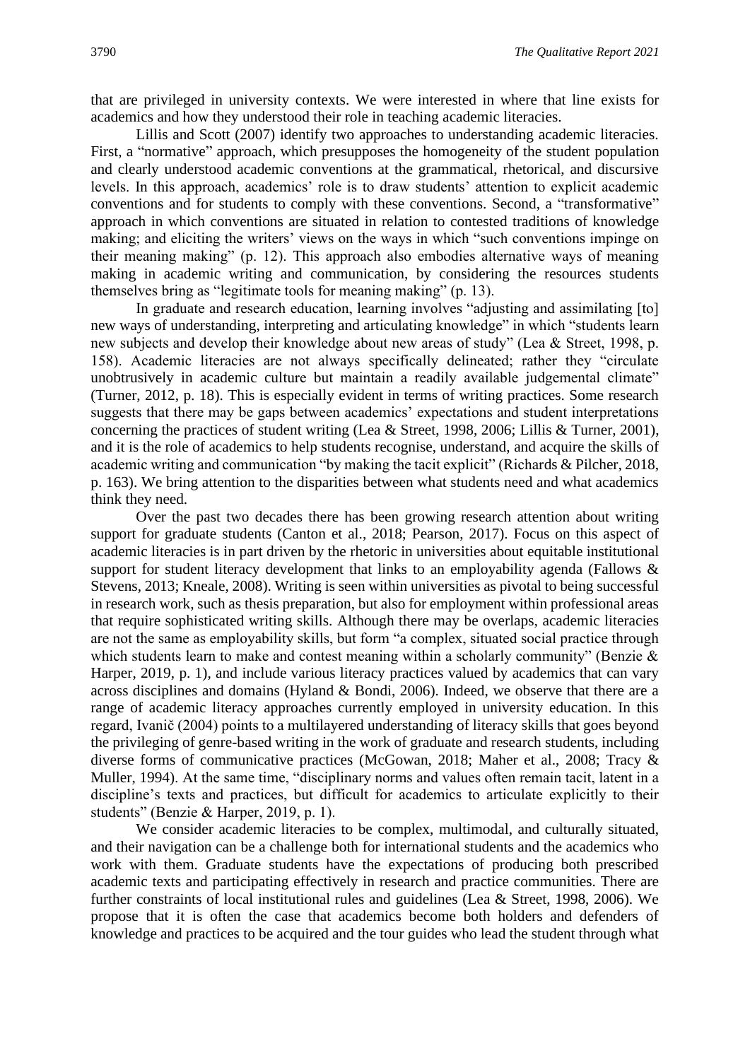that are privileged in university contexts. We were interested in where that line exists for academics and how they understood their role in teaching academic literacies.

Lillis and Scott (2007) identify two approaches to understanding academic literacies. First, a "normative" approach, which presupposes the homogeneity of the student population and clearly understood academic conventions at the grammatical, rhetorical, and discursive levels. In this approach, academics' role is to draw students' attention to explicit academic conventions and for students to comply with these conventions. Second, a "transformative" approach in which conventions are situated in relation to contested traditions of knowledge making; and eliciting the writers' views on the ways in which "such conventions impinge on their meaning making" (p. 12). This approach also embodies alternative ways of meaning making in academic writing and communication, by considering the resources students themselves bring as "legitimate tools for meaning making" (p. 13).

In graduate and research education, learning involves "adjusting and assimilating [to] new ways of understanding, interpreting and articulating knowledge" in which "students learn new subjects and develop their knowledge about new areas of study" (Lea & Street, 1998, p. 158). Academic literacies are not always specifically delineated; rather they "circulate unobtrusively in academic culture but maintain a readily available judgemental climate" (Turner, 2012, p. 18). This is especially evident in terms of writing practices. Some research suggests that there may be gaps between academics' expectations and student interpretations concerning the practices of student writing (Lea & Street, 1998, 2006; Lillis & Turner, 2001), and it is the role of academics to help students recognise, understand, and acquire the skills of academic writing and communication "by making the tacit explicit" (Richards & Pilcher, 2018, p. 163). We bring attention to the disparities between what students need and what academics think they need.

Over the past two decades there has been growing research attention about writing support for graduate students (Canton et al., 2018; Pearson, 2017). Focus on this aspect of academic literacies is in part driven by the rhetoric in universities about equitable institutional support for student literacy development that links to an employability agenda (Fallows & Stevens, 2013; Kneale, 2008). Writing is seen within universities as pivotal to being successful in research work, such as thesis preparation, but also for employment within professional areas that require sophisticated writing skills. Although there may be overlaps, academic literacies are not the same as employability skills, but form "a complex, situated social practice through which students learn to make and contest meaning within a scholarly community" (Benzie & Harper, 2019, p. 1), and include various literacy practices valued by academics that can vary across disciplines and domains (Hyland & Bondi, 2006). Indeed, we observe that there are a range of academic literacy approaches currently employed in university education. In this regard, Ivanič (2004) points to a multilayered understanding of literacy skills that goes beyond the privileging of genre-based writing in the work of graduate and research students, including diverse forms of communicative practices (McGowan, 2018; Maher et al., 2008; Tracy & Muller, 1994). At the same time, "disciplinary norms and values often remain tacit, latent in a discipline's texts and practices, but difficult for academics to articulate explicitly to their students" (Benzie & Harper, 2019, p. 1).

We consider academic literacies to be complex, multimodal, and culturally situated, and their navigation can be a challenge both for international students and the academics who work with them. Graduate students have the expectations of producing both prescribed academic texts and participating effectively in research and practice communities. There are further constraints of local institutional rules and guidelines (Lea & Street, 1998, 2006). We propose that it is often the case that academics become both holders and defenders of knowledge and practices to be acquired and the tour guides who lead the student through what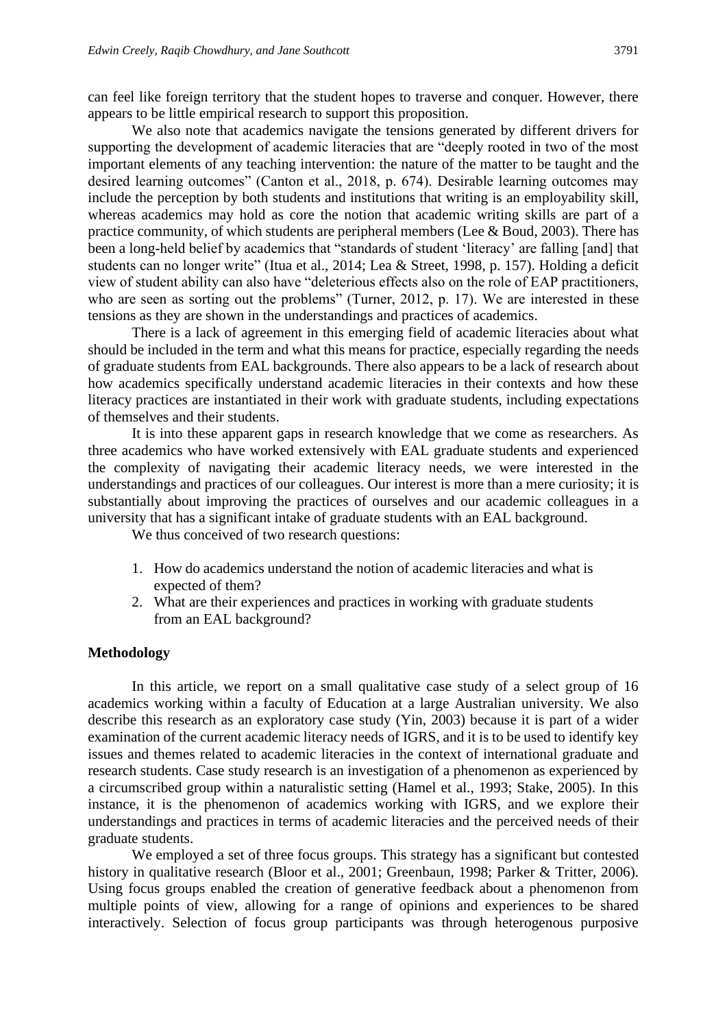can feel like foreign territory that the student hopes to traverse and conquer. However, there appears to be little empirical research to support this proposition.

We also note that academics navigate the tensions generated by different drivers for supporting the development of academic literacies that are "deeply rooted in two of the most important elements of any teaching intervention: the nature of the matter to be taught and the desired learning outcomes" (Canton et al., 2018, p. 674). Desirable learning outcomes may include the perception by both students and institutions that writing is an employability skill, whereas academics may hold as core the notion that academic writing skills are part of a practice community, of which students are peripheral members (Lee & Boud, 2003). There has been a long-held belief by academics that "standards of student 'literacy' are falling [and] that students can no longer write" (Itua et al., 2014; Lea & Street, 1998, p. 157). Holding a deficit view of student ability can also have "deleterious effects also on the role of EAP practitioners, who are seen as sorting out the problems" (Turner, 2012, p. 17). We are interested in these tensions as they are shown in the understandings and practices of academics.

There is a lack of agreement in this emerging field of academic literacies about what should be included in the term and what this means for practice, especially regarding the needs of graduate students from EAL backgrounds. There also appears to be a lack of research about how academics specifically understand academic literacies in their contexts and how these literacy practices are instantiated in their work with graduate students, including expectations of themselves and their students.

It is into these apparent gaps in research knowledge that we come as researchers. As three academics who have worked extensively with EAL graduate students and experienced the complexity of navigating their academic literacy needs, we were interested in the understandings and practices of our colleagues. Our interest is more than a mere curiosity; it is substantially about improving the practices of ourselves and our academic colleagues in a university that has a significant intake of graduate students with an EAL background.

We thus conceived of two research questions:

1. How do academics understand the notion of academic literacies and what is expected of them?
2. What are their experiences and practices in working with graduate students from an EAL background?

## Methodology

In this article, we report on a small qualitative case study of a select group of 16 academics working within a faculty of Education at a large Australian university. We also describe this research as an exploratory case study (Yin, 2003) because it is part of a wider examination of the current academic literacy needs of IGRS, and it is to be used to identify key issues and themes related to academic literacies in the context of international graduate and research students. Case study research is an investigation of a phenomenon as experienced by a circumscribed group within a naturalistic setting (Hamel et al., 1993; Stake, 2005). In this instance, it is the phenomenon of academics working with IGRS, and we explore their understandings and practices in terms of academic literacies and the perceived needs of their graduate students.

We employed a set of three focus groups. This strategy has a significant but contested history in qualitative research (Bloor et al., 2001; Greenbaun, 1998; Parker & Tritter, 2006). Using focus groups enabled the creation of generative feedback about a phenomenon from multiple points of view, allowing for a range of opinions and experiences to be shared interactively. Selection of focus group participants was through heterogenous purposive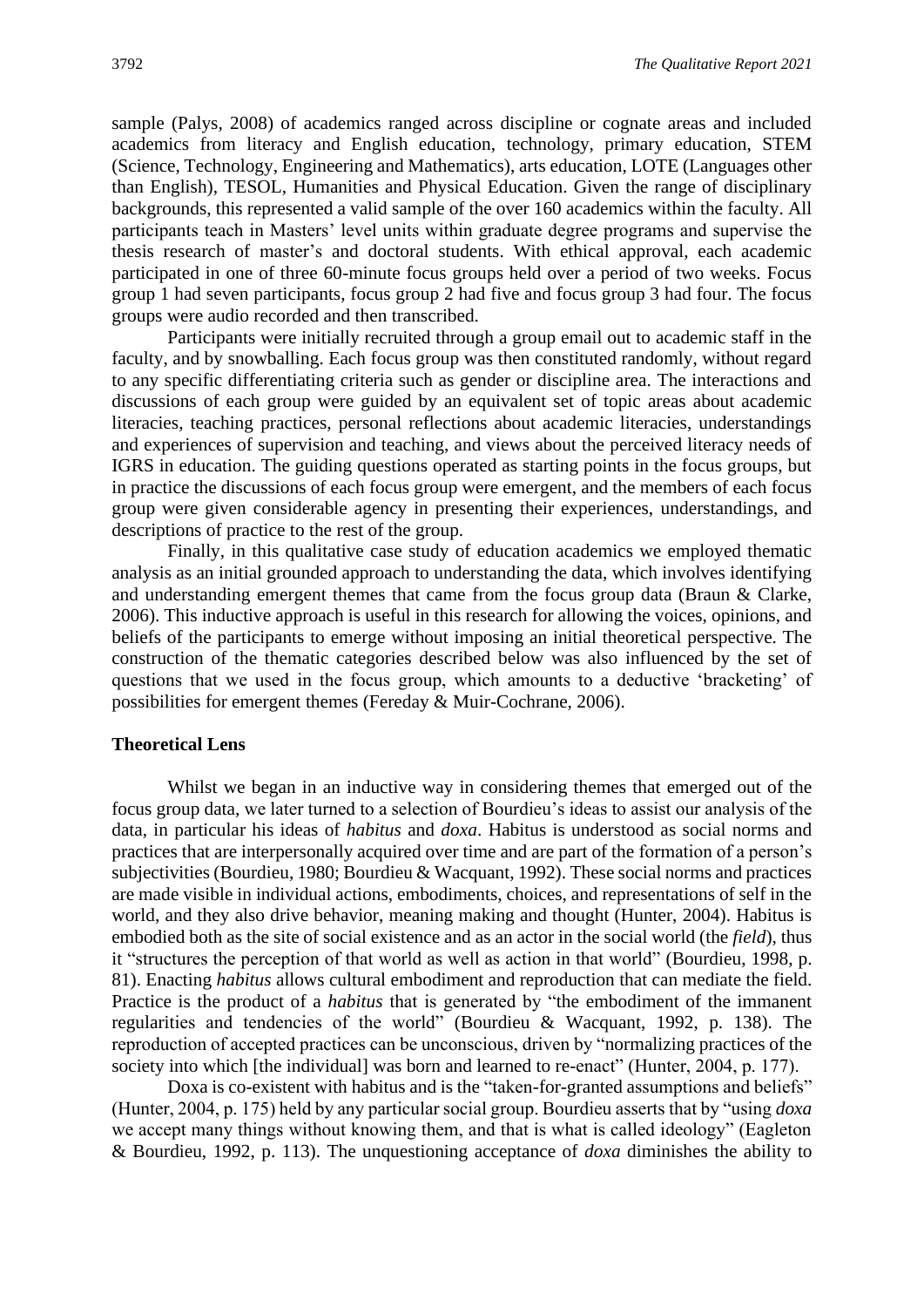sample (Palys, 2008) of academics ranged across discipline or cognate areas and included academics from literacy and English education, technology, primary education, STEM (Science, Technology, Engineering and Mathematics), arts education, LOTE (Languages other than English), TESOL, Humanities and Physical Education. Given the range of disciplinary backgrounds, this represented a valid sample of the over 160 academics within the faculty. All participants teach in Masters' level units within graduate degree programs and supervise the thesis research of master's and doctoral students. With ethical approval, each academic participated in one of three 60-minute focus groups held over a period of two weeks. Focus group 1 had seven participants, focus group 2 had five and focus group 3 had four. The focus groups were audio recorded and then transcribed.

Participants were initially recruited through a group email out to academic staff in the faculty, and by snowballing. Each focus group was then constituted randomly, without regard to any specific differentiating criteria such as gender or discipline area. The interactions and discussions of each group were guided by an equivalent set of topic areas about academic literacies, teaching practices, personal reflections about academic literacies, understandings and experiences of supervision and teaching, and views about the perceived literacy needs of IGRS in education. The guiding questions operated as starting points in the focus groups, but in practice the discussions of each focus group were emergent, and the members of each focus group were given considerable agency in presenting their experiences, understandings, and descriptions of practice to the rest of the group.

Finally, in this qualitative case study of education academics we employed thematic analysis as an initial grounded approach to understanding the data, which involves identifying and understanding emergent themes that came from the focus group data (Braun & Clarke, 2006). This inductive approach is useful in this research for allowing the voices, opinions, and beliefs of the participants to emerge without imposing an initial theoretical perspective. The construction of the thematic categories described below was also influenced by the set of questions that we used in the focus group, which amounts to a deductive 'bracketing' of possibilities for emergent themes (Fereday & Muir-Cochrane, 2006).

### Theoretical Lens

Whilst we began in an inductive way in considering themes that emerged out of the focus group data, we later turned to a selection of Bourdieu's ideas to assist our analysis of the data, in particular his ideas of *habitus* and *doxa*. Habitus is understood as social norms and practices that are interpersonally acquired over time and are part of the formation of a person's subjectivities (Bourdieu, 1980; Bourdieu & Wacquant, 1992). These social norms and practices are made visible in individual actions, embodiments, choices, and representations of self in the world, and they also drive behavior, meaning making and thought (Hunter, 2004). Habitus is embodied both as the site of social existence and as an actor in the social world (the *field*), thus it "structures the perception of that world as well as action in that world" (Bourdieu, 1998, p. 81). Enacting *habitus* allows cultural embodiment and reproduction that can mediate the field. Practice is the product of a *habitus* that is generated by "the embodiment of the immanent regularities and tendencies of the world" (Bourdieu & Wacquant, 1992, p. 138). The reproduction of accepted practices can be unconscious, driven by "normalizing practices of the society into which [the individual] was born and learned to re-enact" (Hunter, 2004, p. 177).

Doxa is co-existent with habitus and is the "taken-for-granted assumptions and beliefs" (Hunter, 2004, p. 175) held by any particular social group. Bourdieu asserts that by "using *doxa* we accept many things without knowing them, and that is what is called ideology" (Eagleton & Bourdieu, 1992, p. 113). The unquestioning acceptance of *doxa* diminishes the ability to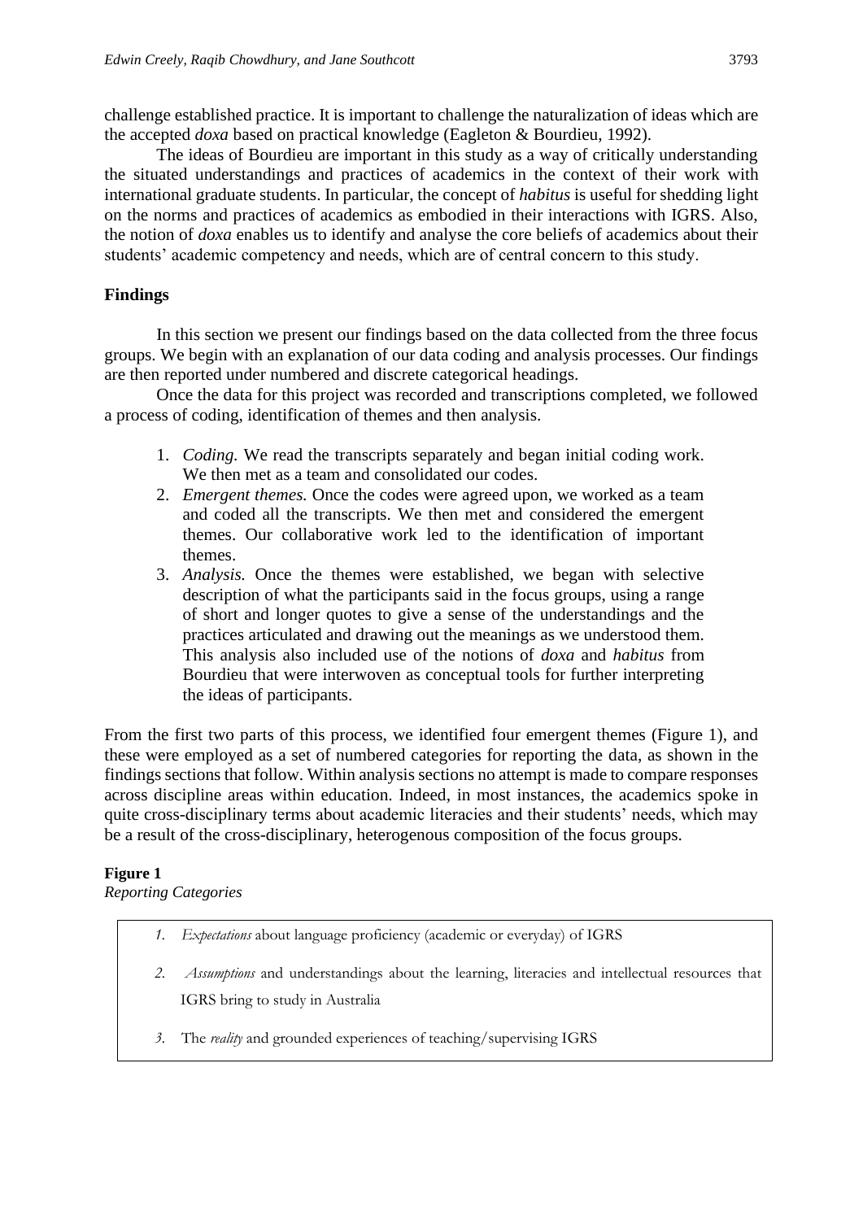challenge established practice. It is important to challenge the naturalization of ideas which are the accepted *doxa* based on practical knowledge (Eagleton & Bourdieu, 1992).

The ideas of Bourdieu are important in this study as a way of critically understanding the situated understandings and practices of academics in the context of their work with international graduate students. In particular, the concept of *habitus* is useful for shedding light on the norms and practices of academics as embodied in their interactions with IGRS. Also, the notion of *doxa* enables us to identify and analyse the core beliefs of academics about their students' academic competency and needs, which are of central concern to this study.

## Findings

In this section we present our findings based on the data collected from the three focus groups. We begin with an explanation of our data coding and analysis processes. Our findings are then reported under numbered and discrete categorical headings.

Once the data for this project was recorded and transcriptions completed, we followed a process of coding, identification of themes and then analysis.

1. *Coding.* We read the transcripts separately and began initial coding work. We then met as a team and consolidated our codes.
2. *Emergent themes.* Once the codes were agreed upon, we worked as a team and coded all the transcripts. We then met and considered the emergent themes. Our collaborative work led to the identification of important themes.
3. *Analysis.* Once the themes were established, we began with selective description of what the participants said in the focus groups, using a range of short and longer quotes to give a sense of the understandings and the practices articulated and drawing out the meanings as we understood them. This analysis also included use of the notions of *doxa* and *habitus* from Bourdieu that were interwoven as conceptual tools for further interpreting the ideas of participants.

From the first two parts of this process, we identified four emergent themes (Figure 1), and these were employed as a set of numbered categories for reporting the data, as shown in the findings sections that follow. Within analysis sections no attempt is made to compare responses across discipline areas within education. Indeed, in most instances, the academics spoke in quite cross-disciplinary terms about academic literacies and their students' needs, which may be a result of the cross-disciplinary, heterogenous composition of the focus groups.

**Figure 1**
*Reporting Categories*

1. *Expectations* about language proficiency (academic or everyday) of IGRS
2. *Assumptions* and understandings about the learning, literacies and intellectual resources that IGRS bring to study in Australia
3. The *reality* and grounded experiences of teaching/supervising IGRS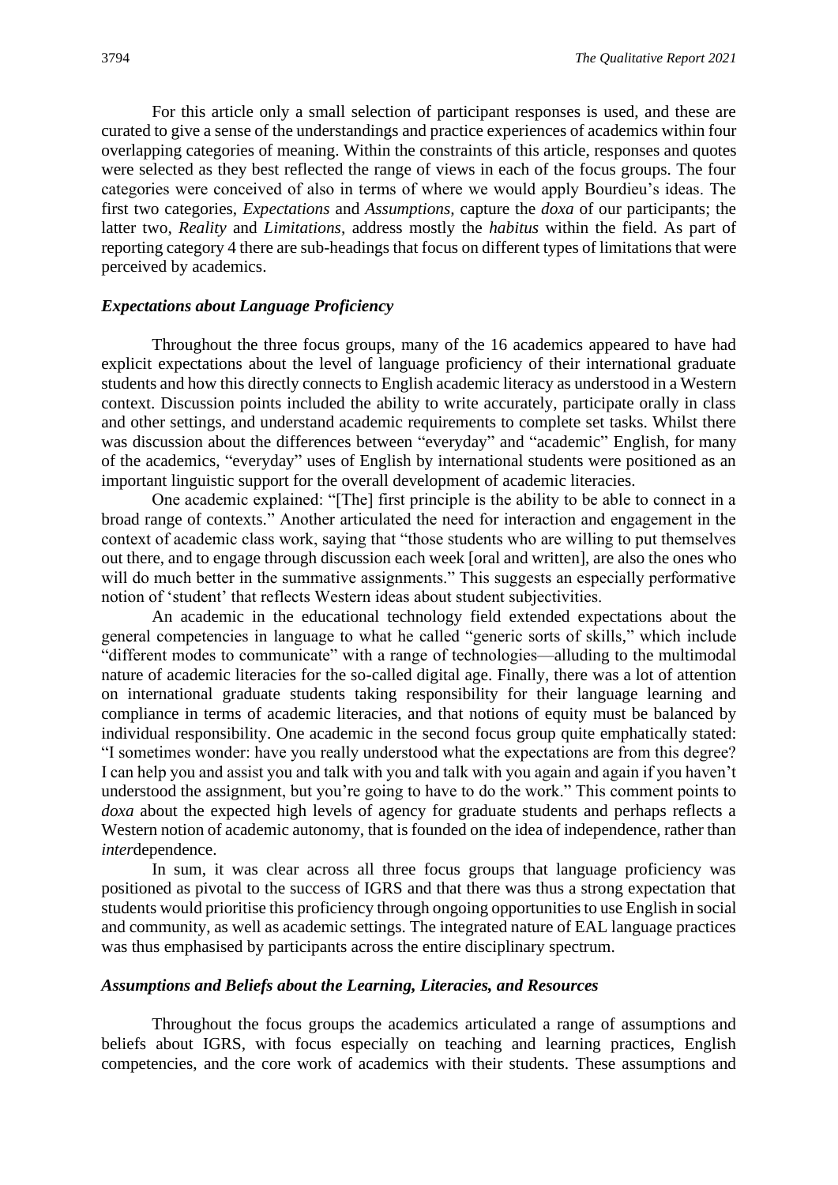For this article only a small selection of participant responses is used, and these are curated to give a sense of the understandings and practice experiences of academics within four overlapping categories of meaning. Within the constraints of this article, responses and quotes were selected as they best reflected the range of views in each of the focus groups. The four categories were conceived of also in terms of where we would apply Bourdieu's ideas. The first two categories, *Expectations* and *Assumptions*, capture the *doxa* of our participants; the latter two, *Reality* and *Limitations*, address mostly the *habitus* within the field. As part of reporting category 4 there are sub-headings that focus on different types of limitations that were perceived by academics.

### *Expectations about Language Proficiency*

Throughout the three focus groups, many of the 16 academics appeared to have had explicit expectations about the level of language proficiency of their international graduate students and how this directly connects to English academic literacy as understood in a Western context. Discussion points included the ability to write accurately, participate orally in class and other settings, and understand academic requirements to complete set tasks. Whilst there was discussion about the differences between "everyday" and "academic" English, for many of the academics, "everyday" uses of English by international students were positioned as an important linguistic support for the overall development of academic literacies.

One academic explained: "[The] first principle is the ability to be able to connect in a broad range of contexts." Another articulated the need for interaction and engagement in the context of academic class work, saying that "those students who are willing to put themselves out there, and to engage through discussion each week [oral and written], are also the ones who will do much better in the summative assignments." This suggests an especially performative notion of 'student' that reflects Western ideas about student subjectivities.

An academic in the educational technology field extended expectations about the general competencies in language to what he called "generic sorts of skills," which include "different modes to communicate" with a range of technologies—alluding to the multimodal nature of academic literacies for the so-called digital age. Finally, there was a lot of attention on international graduate students taking responsibility for their language learning and compliance in terms of academic literacies, and that notions of equity must be balanced by individual responsibility. One academic in the second focus group quite emphatically stated: "I sometimes wonder: have you really understood what the expectations are from this degree? I can help you and assist you and talk with you and talk with you again and again if you haven't understood the assignment, but you're going to have to do the work." This comment points to *doxa* about the expected high levels of agency for graduate students and perhaps reflects a Western notion of academic autonomy, that is founded on the idea of independence, rather than *inter*dependence.

In sum, it was clear across all three focus groups that language proficiency was positioned as pivotal to the success of IGRS and that there was thus a strong expectation that students would prioritise this proficiency through ongoing opportunities to use English in social and community, as well as academic settings. The integrated nature of EAL language practices was thus emphasised by participants across the entire disciplinary spectrum.

### *Assumptions and Beliefs about the Learning, Literacies, and Resources*

Throughout the focus groups the academics articulated a range of assumptions and beliefs about IGRS, with focus especially on teaching and learning practices, English competencies, and the core work of academics with their students. These assumptions and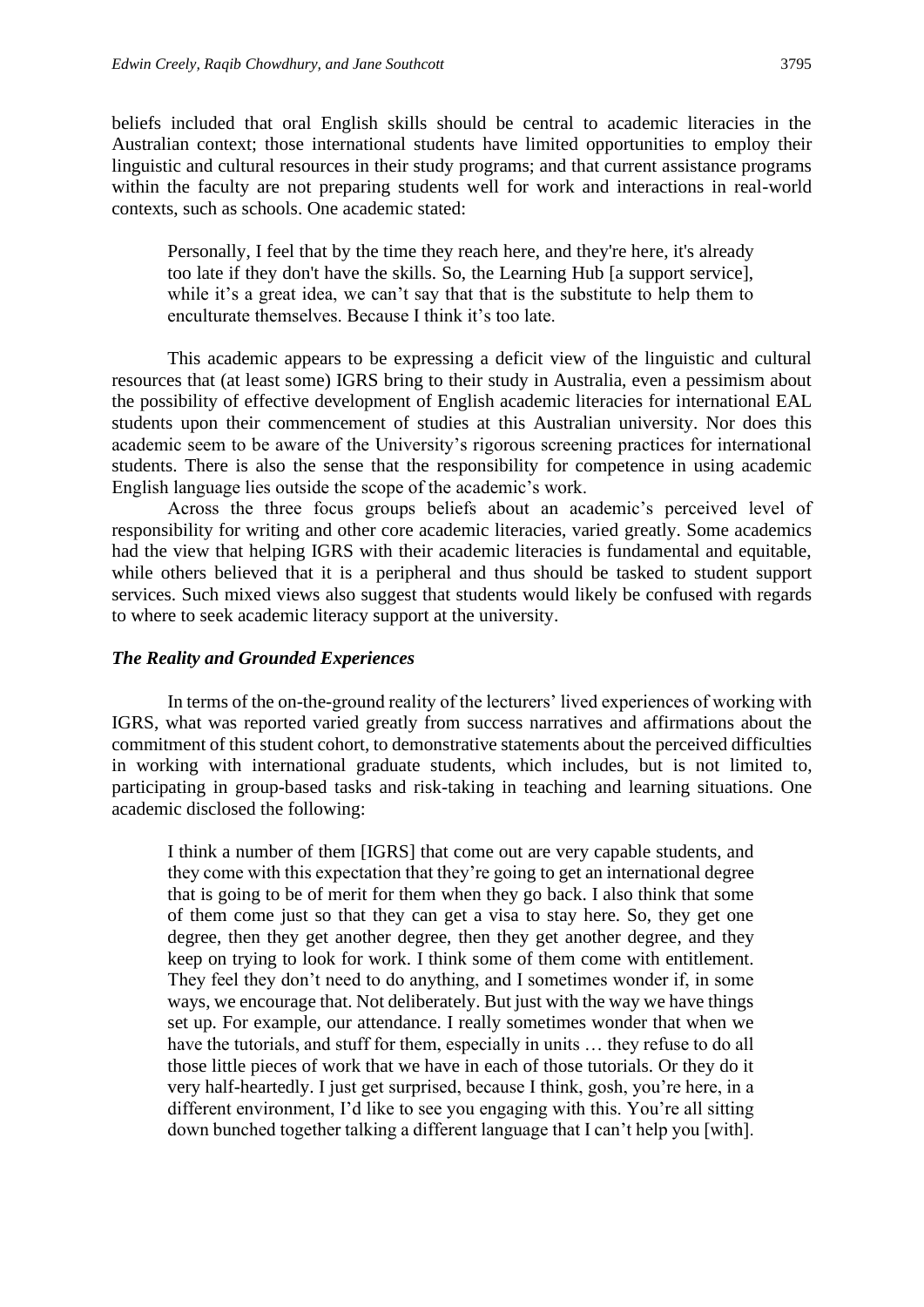beliefs included that oral English skills should be central to academic literacies in the Australian context; those international students have limited opportunities to employ their linguistic and cultural resources in their study programs; and that current assistance programs within the faculty are not preparing students well for work and interactions in real-world contexts, such as schools. One academic stated:

> Personally, I feel that by the time they reach here, and they're here, it's already too late if they don't have the skills. So, the Learning Hub [a support service], while it's a great idea, we can't say that that is the substitute to help them to enculturate themselves. Because I think it's too late.

This academic appears to be expressing a deficit view of the linguistic and cultural resources that (at least some) IGRS bring to their study in Australia, even a pessimism about the possibility of effective development of English academic literacies for international EAL students upon their commencement of studies at this Australian university. Nor does this academic seem to be aware of the University's rigorous screening practices for international students. There is also the sense that the responsibility for competence in using academic English language lies outside the scope of the academic's work.

Across the three focus groups beliefs about an academic's perceived level of responsibility for writing and other core academic literacies, varied greatly. Some academics had the view that helping IGRS with their academic literacies is fundamental and equitable, while others believed that it is a peripheral and thus should be tasked to student support services. Such mixed views also suggest that students would likely be confused with regards to where to seek academic literacy support at the university.

### *The Reality and Grounded Experiences*

In terms of the on-the-ground reality of the lecturers' lived experiences of working with IGRS, what was reported varied greatly from success narratives and affirmations about the commitment of this student cohort, to demonstrative statements about the perceived difficulties in working with international graduate students, which includes, but is not limited to, participating in group-based tasks and risk-taking in teaching and learning situations. One academic disclosed the following:

> I think a number of them [IGRS] that come out are very capable students, and they come with this expectation that they're going to get an international degree that is going to be of merit for them when they go back. I also think that some of them come just so that they can get a visa to stay here. So, they get one degree, then they get another degree, then they get another degree, and they keep on trying to look for work. I think some of them come with entitlement. They feel they don't need to do anything, and I sometimes wonder if, in some ways, we encourage that. Not deliberately. But just with the way we have things set up. For example, our attendance. I really sometimes wonder that when we have the tutorials, and stuff for them, especially in units … they refuse to do all those little pieces of work that we have in each of those tutorials. Or they do it very half-heartedly. I just get surprised, because I think, gosh, you're here, in a different environment, I'd like to see you engaging with this. You're all sitting down bunched together talking a different language that I can't help you [with].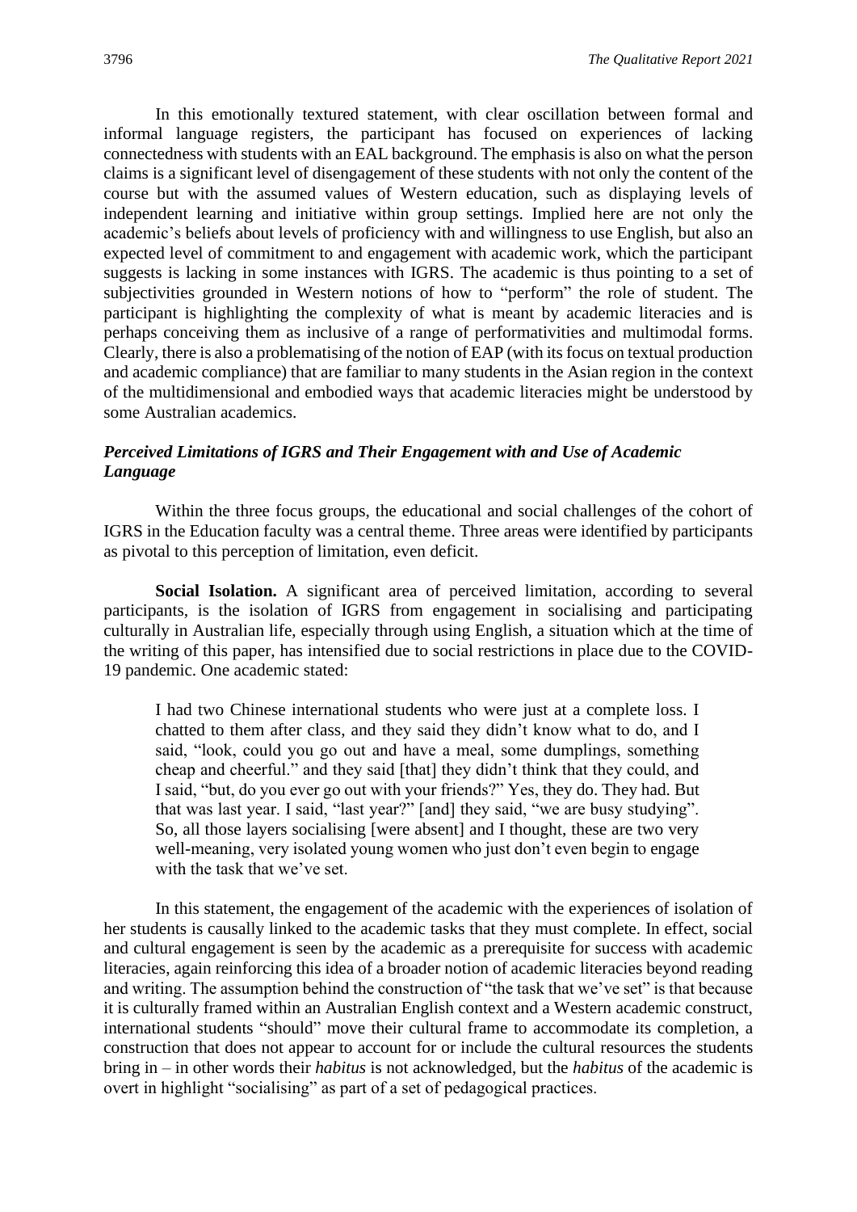In this emotionally textured statement, with clear oscillation between formal and informal language registers, the participant has focused on experiences of lacking connectedness with students with an EAL background. The emphasis is also on what the person claims is a significant level of disengagement of these students with not only the content of the course but with the assumed values of Western education, such as displaying levels of independent learning and initiative within group settings. Implied here are not only the academic's beliefs about levels of proficiency with and willingness to use English, but also an expected level of commitment to and engagement with academic work, which the participant suggests is lacking in some instances with IGRS. The academic is thus pointing to a set of subjectivities grounded in Western notions of how to "perform" the role of student. The participant is highlighting the complexity of what is meant by academic literacies and is perhaps conceiving them as inclusive of a range of performativities and multimodal forms. Clearly, there is also a problematising of the notion of EAP (with its focus on textual production and academic compliance) that are familiar to many students in the Asian region in the context of the multidimensional and embodied ways that academic literacies might be understood by some Australian academics.

### *Perceived Limitations of IGRS and Their Engagement with and Use of Academic Language*

Within the three focus groups, the educational and social challenges of the cohort of IGRS in the Education faculty was a central theme. Three areas were identified by participants as pivotal to this perception of limitation, even deficit.

**Social Isolation.** A significant area of perceived limitation, according to several participants, is the isolation of IGRS from engagement in socialising and participating culturally in Australian life, especially through using English, a situation which at the time of the writing of this paper, has intensified due to social restrictions in place due to the COVID-19 pandemic. One academic stated:

> I had two Chinese international students who were just at a complete loss. I chatted to them after class, and they said they didn't know what to do, and I said, "look, could you go out and have a meal, some dumplings, something cheap and cheerful." and they said [that] they didn't think that they could, and I said, "but, do you ever go out with your friends?" Yes, they do. They had. But that was last year. I said, "last year?" [and] they said, "we are busy studying". So, all those layers socialising [were absent] and I thought, these are two very well-meaning, very isolated young women who just don't even begin to engage with the task that we've set.

In this statement, the engagement of the academic with the experiences of isolation of her students is causally linked to the academic tasks that they must complete. In effect, social and cultural engagement is seen by the academic as a prerequisite for success with academic literacies, again reinforcing this idea of a broader notion of academic literacies beyond reading and writing. The assumption behind the construction of "the task that we've set" is that because it is culturally framed within an Australian English context and a Western academic construct, international students "should" move their cultural frame to accommodate its completion, a construction that does not appear to account for or include the cultural resources the students bring in – in other words their *habitus* is not acknowledged, but the *habitus* of the academic is overt in highlight "socialising" as part of a set of pedagogical practices.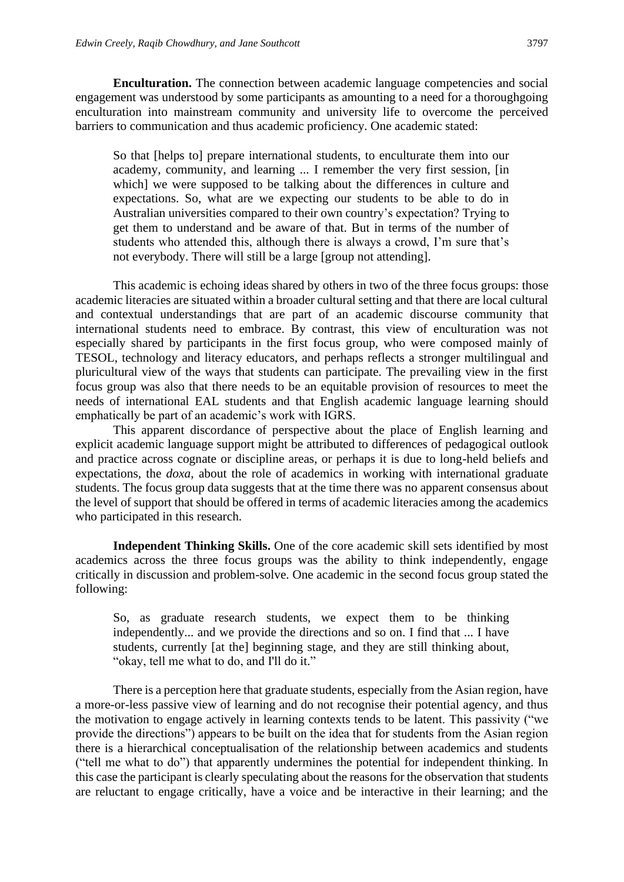**Enculturation.** The connection between academic language competencies and social engagement was understood by some participants as amounting to a need for a thoroughgoing enculturation into mainstream community and university life to overcome the perceived barriers to communication and thus academic proficiency. One academic stated:

> So that [helps to] prepare international students, to enculturate them into our academy, community, and learning ... I remember the very first session, [in which] we were supposed to be talking about the differences in culture and expectations. So, what are we expecting our students to be able to do in Australian universities compared to their own country's expectation? Trying to get them to understand and be aware of that. But in terms of the number of students who attended this, although there is always a crowd, I'm sure that's not everybody. There will still be a large [group not attending].

This academic is echoing ideas shared by others in two of the three focus groups: those academic literacies are situated within a broader cultural setting and that there are local cultural and contextual understandings that are part of an academic discourse community that international students need to embrace. By contrast, this view of enculturation was not especially shared by participants in the first focus group, who were composed mainly of TESOL, technology and literacy educators, and perhaps reflects a stronger multilingual and pluricultural view of the ways that students can participate. The prevailing view in the first focus group was also that there needs to be an equitable provision of resources to meet the needs of international EAL students and that English academic language learning should emphatically be part of an academic's work with IGRS.

This apparent discordance of perspective about the place of English learning and explicit academic language support might be attributed to differences of pedagogical outlook and practice across cognate or discipline areas, or perhaps it is due to long-held beliefs and expectations, the *doxa*, about the role of academics in working with international graduate students. The focus group data suggests that at the time there was no apparent consensus about the level of support that should be offered in terms of academic literacies among the academics who participated in this research.

**Independent Thinking Skills.** One of the core academic skill sets identified by most academics across the three focus groups was the ability to think independently, engage critically in discussion and problem-solve. One academic in the second focus group stated the following:

> So, as graduate research students, we expect them to be thinking independently... and we provide the directions and so on. I find that ... I have students, currently [at the] beginning stage, and they are still thinking about, "okay, tell me what to do, and I'll do it."

There is a perception here that graduate students, especially from the Asian region, have a more-or-less passive view of learning and do not recognise their potential agency, and thus the motivation to engage actively in learning contexts tends to be latent. This passivity ("we provide the directions") appears to be built on the idea that for students from the Asian region there is a hierarchical conceptualisation of the relationship between academics and students ("tell me what to do") that apparently undermines the potential for independent thinking. In this case the participant is clearly speculating about the reasons for the observation that students are reluctant to engage critically, have a voice and be interactive in their learning; and the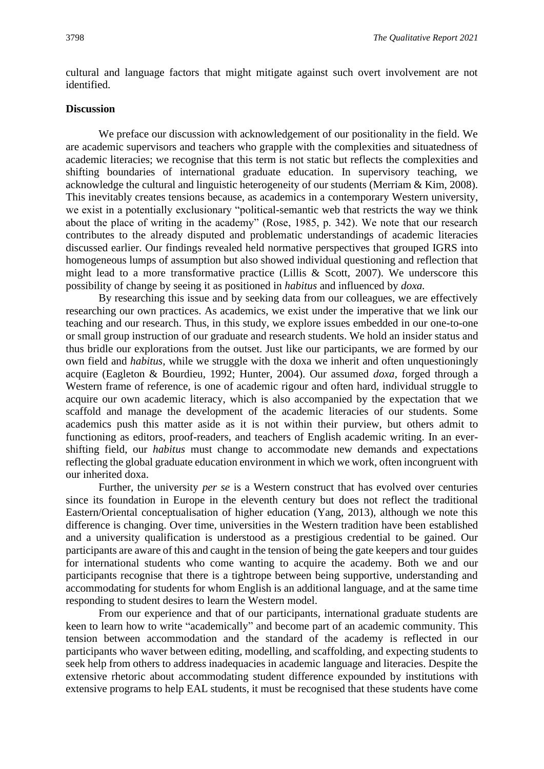cultural and language factors that might mitigate against such overt involvement are not identified.

**Discussion**

We preface our discussion with acknowledgement of our positionality in the field. We are academic supervisors and teachers who grapple with the complexities and situatedness of academic literacies; we recognise that this term is not static but reflects the complexities and shifting boundaries of international graduate education. In supervisory teaching, we acknowledge the cultural and linguistic heterogeneity of our students (Merriam & Kim, 2008). This inevitably creates tensions because, as academics in a contemporary Western university, we exist in a potentially exclusionary "political-semantic web that restricts the way we think about the place of writing in the academy" (Rose, 1985, p. 342). We note that our research contributes to the already disputed and problematic understandings of academic literacies discussed earlier. Our findings revealed held normative perspectives that grouped IGRS into homogeneous lumps of assumption but also showed individual questioning and reflection that might lead to a more transformative practice (Lillis & Scott, 2007). We underscore this possibility of change by seeing it as positioned in *habitus* and influenced by *doxa.*

By researching this issue and by seeking data from our colleagues, we are effectively researching our own practices. As academics, we exist under the imperative that we link our teaching and our research. Thus, in this study, we explore issues embedded in our one-to-one or small group instruction of our graduate and research students. We hold an insider status and thus bridle our explorations from the outset. Just like our participants, we are formed by our own field and *habitus*, while we struggle with the doxa we inherit and often unquestioningly acquire (Eagleton & Bourdieu, 1992; Hunter, 2004). Our assumed *doxa*, forged through a Western frame of reference, is one of academic rigour and often hard, individual struggle to acquire our own academic literacy, which is also accompanied by the expectation that we scaffold and manage the development of the academic literacies of our students. Some academics push this matter aside as it is not within their purview, but others admit to functioning as editors, proof-readers, and teachers of English academic writing. In an ever-shifting field, our *habitus* must change to accommodate new demands and expectations reflecting the global graduate education environment in which we work, often incongruent with our inherited doxa.

Further, the university *per se* is a Western construct that has evolved over centuries since its foundation in Europe in the eleventh century but does not reflect the traditional Eastern/Oriental conceptualisation of higher education (Yang, 2013), although we note this difference is changing. Over time, universities in the Western tradition have been established and a university qualification is understood as a prestigious credential to be gained. Our participants are aware of this and caught in the tension of being the gate keepers and tour guides for international students who come wanting to acquire the academy. Both we and our participants recognise that there is a tightrope between being supportive, understanding and accommodating for students for whom English is an additional language, and at the same time responding to student desires to learn the Western model.

From our experience and that of our participants, international graduate students are keen to learn how to write "academically" and become part of an academic community. This tension between accommodation and the standard of the academy is reflected in our participants who waver between editing, modelling, and scaffolding, and expecting students to seek help from others to address inadequacies in academic language and literacies. Despite the extensive rhetoric about accommodating student difference expounded by institutions with extensive programs to help EAL students, it must be recognised that these students have come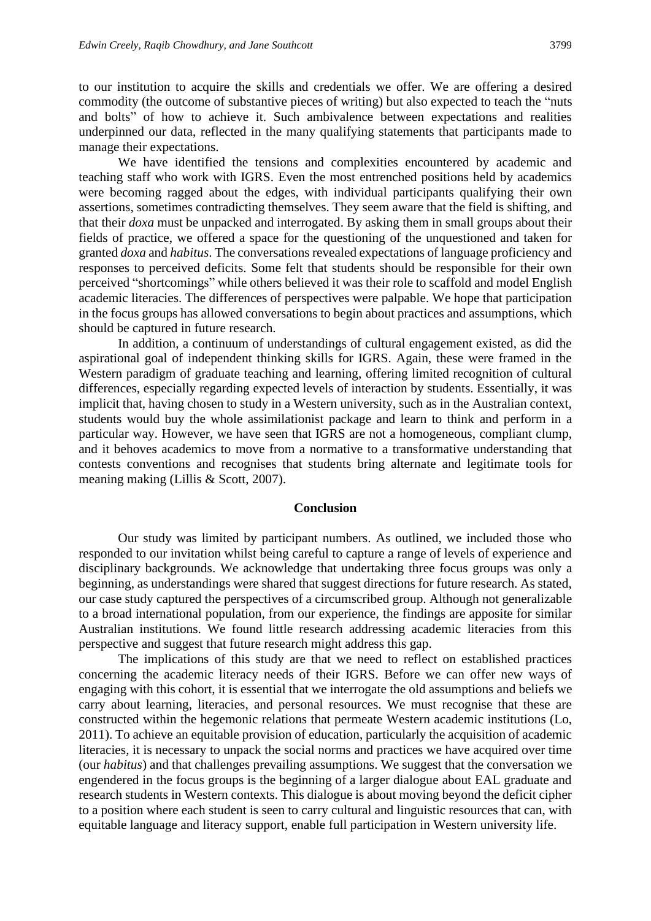to our institution to acquire the skills and credentials we offer. We are offering a desired commodity (the outcome of substantive pieces of writing) but also expected to teach the "nuts and bolts" of how to achieve it. Such ambivalence between expectations and realities underpinned our data, reflected in the many qualifying statements that participants made to manage their expectations.

We have identified the tensions and complexities encountered by academic and teaching staff who work with IGRS. Even the most entrenched positions held by academics were becoming ragged about the edges, with individual participants qualifying their own assertions, sometimes contradicting themselves. They seem aware that the field is shifting, and that their *doxa* must be unpacked and interrogated. By asking them in small groups about their fields of practice, we offered a space for the questioning of the unquestioned and taken for granted *doxa* and *habitus*. The conversations revealed expectations of language proficiency and responses to perceived deficits. Some felt that students should be responsible for their own perceived "shortcomings" while others believed it was their role to scaffold and model English academic literacies. The differences of perspectives were palpable. We hope that participation in the focus groups has allowed conversations to begin about practices and assumptions, which should be captured in future research.

In addition, a continuum of understandings of cultural engagement existed, as did the aspirational goal of independent thinking skills for IGRS. Again, these were framed in the Western paradigm of graduate teaching and learning, offering limited recognition of cultural differences, especially regarding expected levels of interaction by students. Essentially, it was implicit that, having chosen to study in a Western university, such as in the Australian context, students would buy the whole assimilationist package and learn to think and perform in a particular way. However, we have seen that IGRS are not a homogeneous, compliant clump, and it behoves academics to move from a normative to a transformative understanding that contests conventions and recognises that students bring alternate and legitimate tools for meaning making (Lillis & Scott, 2007).

## Conclusion

Our study was limited by participant numbers. As outlined, we included those who responded to our invitation whilst being careful to capture a range of levels of experience and disciplinary backgrounds. We acknowledge that undertaking three focus groups was only a beginning, as understandings were shared that suggest directions for future research. As stated, our case study captured the perspectives of a circumscribed group. Although not generalizable to a broad international population, from our experience, the findings are apposite for similar Australian institutions. We found little research addressing academic literacies from this perspective and suggest that future research might address this gap.

The implications of this study are that we need to reflect on established practices concerning the academic literacy needs of their IGRS. Before we can offer new ways of engaging with this cohort, it is essential that we interrogate the old assumptions and beliefs we carry about learning, literacies, and personal resources. We must recognise that these are constructed within the hegemonic relations that permeate Western academic institutions (Lo, 2011). To achieve an equitable provision of education, particularly the acquisition of academic literacies, it is necessary to unpack the social norms and practices we have acquired over time (our *habitus*) and that challenges prevailing assumptions. We suggest that the conversation we engendered in the focus groups is the beginning of a larger dialogue about EAL graduate and research students in Western contexts. This dialogue is about moving beyond the deficit cipher to a position where each student is seen to carry cultural and linguistic resources that can, with equitable language and literacy support, enable full participation in Western university life.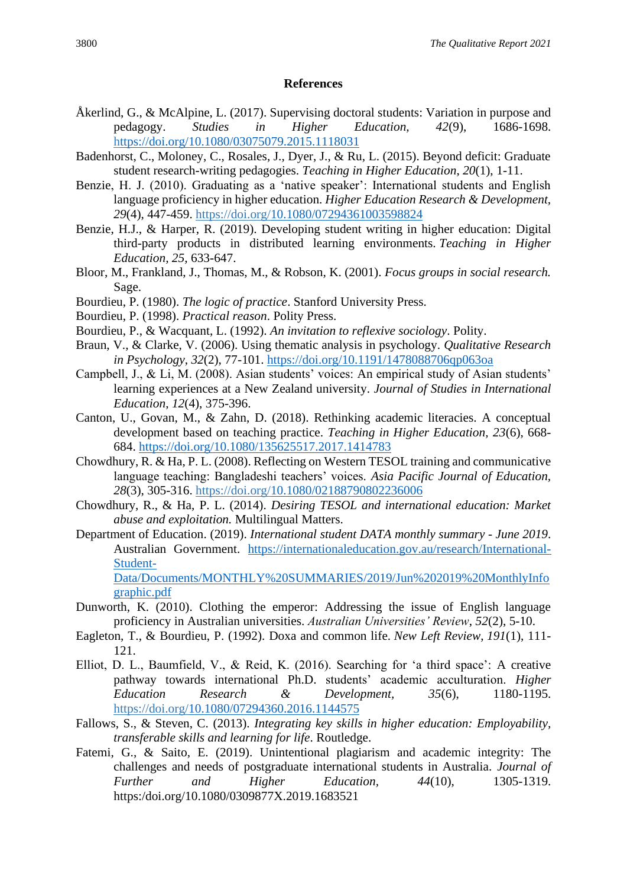## References

Åkerlind, G., & McAlpine, L. (2017). Supervising doctoral students: Variation in purpose and pedagogy. *Studies in Higher Education, 42*(9), 1686-1698. https://doi.org/10.1080/03075079.2015.1118031

Badenhorst, C., Moloney, C., Rosales, J., Dyer, J., & Ru, L. (2015). Beyond deficit: Graduate student research-writing pedagogies. *Teaching in Higher Education, 20*(1), 1-11.

Benzie, H. J. (2010). Graduating as a 'native speaker': International students and English language proficiency in higher education. *Higher Education Research & Development, 29*(4), 447-459. https://doi.org/10.1080/07294361003598824

Benzie, H.J., & Harper, R. (2019). Developing student writing in higher education: Digital third-party products in distributed learning environments. *Teaching in Higher Education, 25*, 633-647.

Bloor, M., Frankland, J., Thomas, M., & Robson, K. (2001). *Focus groups in social research.* Sage.

Bourdieu, P. (1980). *The logic of practice*. Stanford University Press.

Bourdieu, P. (1998). *Practical reason*. Polity Press.

Bourdieu, P., & Wacquant, L. (1992). *An invitation to reflexive sociology*. Polity.

Braun, V., & Clarke, V. (2006). Using thematic analysis in psychology. *Qualitative Research in Psychology, 32*(2), 77-101. https://doi.org/10.1191/1478088706qp063oa

Campbell, J., & Li, M. (2008). Asian students' voices: An empirical study of Asian students' learning experiences at a New Zealand university. *Journal of Studies in International Education, 12*(4), 375-396.

Canton, U., Govan, M., & Zahn, D. (2018). Rethinking academic literacies. A conceptual development based on teaching practice. *Teaching in Higher Education, 23*(6), 668-684. https://doi.org/10.1080/135625517.2017.1414783

Chowdhury, R. & Ha, P. L. (2008). Reflecting on Western TESOL training and communicative language teaching: Bangladeshi teachers' voices. *Asia Pacific Journal of Education, 28*(3), 305-316. https://doi.org/10.1080/02188790802236006

Chowdhury, R., & Ha, P. L. (2014). *Desiring TESOL and international education: Market abuse and exploitation.* Multilingual Matters.

Department of Education. (2019). *International student DATA monthly summary - June 2019*. Australian Government. https://internationaleducation.gov.au/research/International-Student-Data/Documents/MONTHLY%20SUMMARIES/2019/Jun%202019%20MonthlyInfographic.pdf

Dunworth, K. (2010). Clothing the emperor: Addressing the issue of English language proficiency in Australian universities. *Australian Universities' Review, 52*(2), 5-10.

Eagleton, T., & Bourdieu, P. (1992). Doxa and common life. *New Left Review, 191*(1), 111-121.

Elliot, D. L., Baumfield, V., & Reid, K. (2016). Searching for 'a third space': A creative pathway towards international Ph.D. students' academic acculturation. *Higher Education Research & Development, 35*(6), 1180-1195. https://doi.org/10.1080/07294360.2016.1144575

Fallows, S., & Steven, C. (2013). *Integrating key skills in higher education: Employability, transferable skills and learning for life*. Routledge.

Fatemi, G., & Saito, E. (2019). Unintentional plagiarism and academic integrity: The challenges and needs of postgraduate international students in Australia. *Journal of Further and Higher Education, 44*(10), 1305-1319. https:/doi.org/10.1080/0309877X.2019.1683521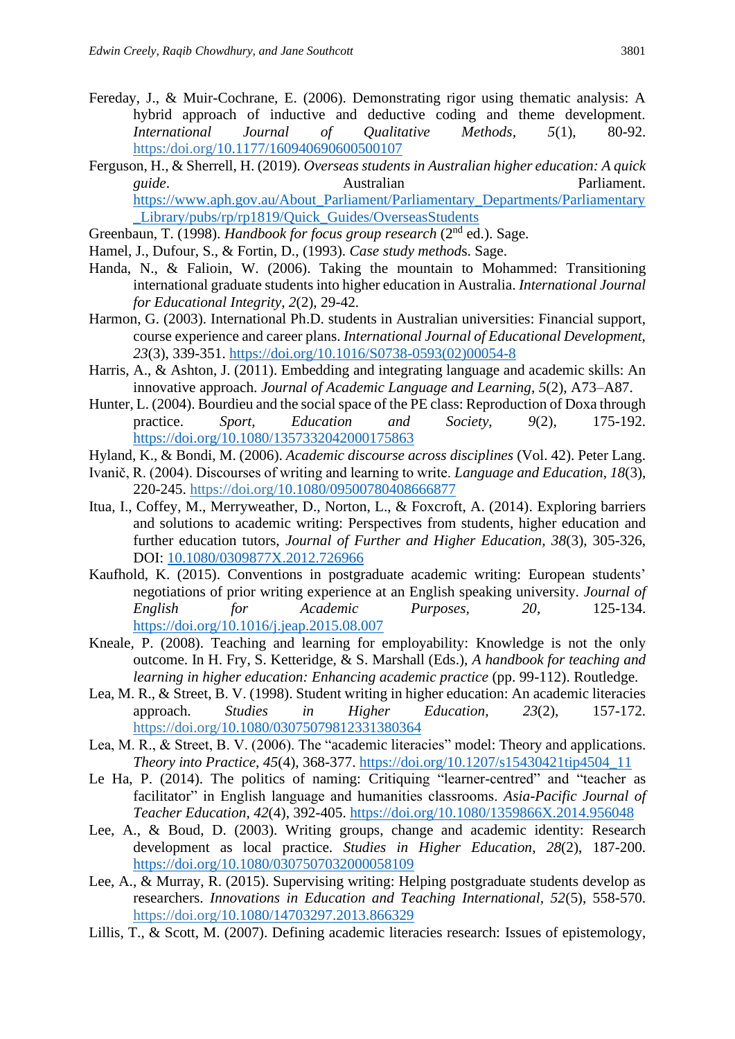Fereday, J., & Muir-Cochrane, E. (2006). Demonstrating rigor using thematic analysis: A hybrid approach of inductive and deductive coding and theme development. *International Journal of Qualitative Methods*, *5*(1), 80-92. https://doi.org/10.1177/160940690600500107

Ferguson, H., & Sherrell, H. (2019). *Overseas students in Australian higher education: A quick guide*. Australian Parliament. https://www.aph.gov.au/About_Parliament/Parliamentary_Departments/Parliamentary_Library/pubs/rp/rp1819/Quick_Guides/OverseasStudents

Greenbaun, T. (1998). *Handbook for focus group research* (2nd ed.). Sage.

Hamel, J., Dufour, S., & Fortin, D., (1993). *Case study methods*. Sage.

Handa, N., & Falioin, W. (2006). Taking the mountain to Mohammed: Transitioning international graduate students into higher education in Australia. *International Journal for Educational Integrity*, *2*(2), 29-42.

Harmon, G. (2003). International Ph.D. students in Australian universities: Financial support, course experience and career plans. *International Journal of Educational Development*, *23*(3), 339-351. https://doi.org/10.1016/S0738-0593(02)00054-8

Harris, A., & Ashton, J. (2011). Embedding and integrating language and academic skills: An innovative approach. *Journal of Academic Language and Learning*, *5*(2), A73–A87.

Hunter, L. (2004). Bourdieu and the social space of the PE class: Reproduction of Doxa through practice. *Sport, Education and Society*, *9*(2), 175-192. https://doi.org/10.1080/1357332042000175863

Hyland, K., & Bondi, M. (2006). *Academic discourse across disciplines* (Vol. 42). Peter Lang.

Ivanič, R. (2004). Discourses of writing and learning to write. *Language and Education*, *18*(3), 220-245. https://doi.org/10.1080/09500780408666877

Itua, I., Coffey, M., Merryweather, D., Norton, L., & Foxcroft, A. (2014). Exploring barriers and solutions to academic writing: Perspectives from students, higher education and further education tutors, *Journal of Further and Higher Education*, *38*(3), 305-326, DOI: 10.1080/0309877X.2012.726966

Kaufhold, K. (2015). Conventions in postgraduate academic writing: European students' negotiations of prior writing experience at an English speaking university. *Journal of English for Academic Purposes*, *20*, 125-134. https://doi.org/10.1016/j.jeap.2015.08.007

Kneale, P. (2008). Teaching and learning for employability: Knowledge is not the only outcome. In H. Fry, S. Ketteridge, & S. Marshall (Eds.), *A handbook for teaching and learning in higher education: Enhancing academic practice* (pp. 99-112). Routledge.

Lea, M. R., & Street, B. V. (1998). Student writing in higher education: An academic literacies approach. *Studies in Higher Education*, *23*(2), 157-172. https://doi.org/10.1080/03075079812331380364

Lea, M. R., & Street, B. V. (2006). The "academic literacies" model: Theory and applications. *Theory into Practice*, *45*(4), 368-377. https://doi.org/10.1207/s15430421tip4504_11

Le Ha, P. (2014). The politics of naming: Critiquing "learner-centred" and "teacher as facilitator" in English language and humanities classrooms. *Asia-Pacific Journal of Teacher Education*, *42*(4), 392-405. https://doi.org/10.1080/1359866X.2014.956048

Lee, A., & Boud, D. (2003). Writing groups, change and academic identity: Research development as local practice. *Studies in Higher Education*, *28*(2), 187-200. https://doi.org/10.1080/0307507032000058109

Lee, A., & Murray, R. (2015). Supervising writing: Helping postgraduate students develop as researchers. *Innovations in Education and Teaching International*, *52*(5), 558-570. https://doi.org/10.1080/14703297.2013.866329

Lillis, T., & Scott, M. (2007). Defining academic literacies research: Issues of epistemology,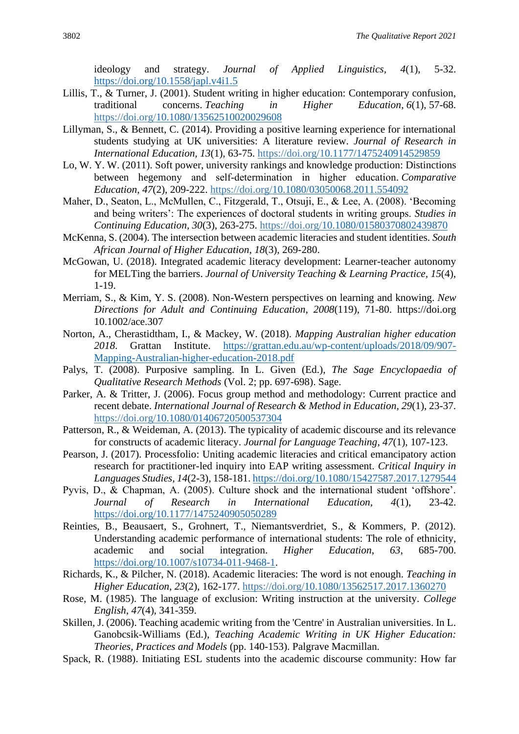ideology and strategy. *Journal of Applied Linguistics*, *4*(1), 5-32. https://doi.org/10.1558/japl.v4i1.5

Lillis, T., & Turner, J. (2001). Student writing in higher education: Contemporary confusion, traditional concerns. *Teaching in Higher Education*, *6*(1), 57-68. https://doi.org/10.1080/13562510020029608

Lillyman, S., & Bennett, C. (2014). Providing a positive learning experience for international students studying at UK universities: A literature review. *Journal of Research in International Education, 13*(1), 63-75. https://doi.org/10.1177/1475240914529859

Lo, W. Y. W. (2011). Soft power, university rankings and knowledge production: Distinctions between hegemony and self-determination in higher education. *Comparative Education*, *47*(2), 209-222. https://doi.org/10.1080/03050068.2011.554092

Maher, D., Seaton, L., McMullen, C., Fitzgerald, T., Otsuji, E., & Lee, A. (2008). 'Becoming and being writers': The experiences of doctoral students in writing groups. *Studies in Continuing Education, 30*(3), 263-275. https://doi.org/10.1080/01580370802439870

McKenna, S. (2004). The intersection between academic literacies and student identities. *South African Journal of Higher Education, 18*(3), 269-280.

McGowan, U. (2018). Integrated academic literacy development: Learner-teacher autonomy for MELTing the barriers. *Journal of University Teaching & Learning Practice, 15*(4), 1-19.

Merriam, S., & Kim, Y. S. (2008). Non-Western perspectives on learning and knowing. *New Directions for Adult and Continuing Education*, *2008*(119), 71-80. https://doi.org 10.1002/ace.307

Norton, A., Cherastidtham, I., & Mackey, W. (2018). *Mapping Australian higher education 2018*. Grattan Institute. https://grattan.edu.au/wp-content/uploads/2018/09/907-Mapping-Australian-higher-education-2018.pdf

Palys, T. (2008). Purposive sampling. In L. Given (Ed.), *The Sage Encyclopaedia of Qualitative Research Methods* (Vol. 2; pp. 697-698). Sage.

Parker, A. & Tritter, J. (2006). Focus group method and methodology: Current practice and recent debate. *International Journal of Research & Method in Education, 29*(1), 23-37. https://doi.org/10.1080/01406720500537304

Patterson, R., & Weideman, A. (2013). The typicality of academic discourse and its relevance for constructs of academic literacy. *Journal for Language Teaching*, *47*(1), 107-123.

Pearson, J. (2017). Processfolio: Uniting academic literacies and critical emancipatory action research for practitioner-led inquiry into EAP writing assessment. *Critical Inquiry in Languages Studies, 14*(2-3), 158-181. https://doi.org/10.1080/15427587.2017.1279544

Pyvis, D., & Chapman, A. (2005). Culture shock and the international student 'offshore'. *Journal of Research in International Education,* *4*(1), 23-42. https://doi.org/10.1177/1475240905050289

Reinties, B., Beausaert, S., Grohnert, T., Niemantsverdriet, S., & Kommers, P. (2012). Understanding academic performance of international students: The role of ethnicity, academic and social integration. *Higher Education*, *63*, 685-700. https://doi.org/10.1007/s10734-011-9468-1.

Richards, K., & Pilcher, N. (2018). Academic literacies: The word is not enough. *Teaching in Higher Education*, *23*(2), 162-177. https://doi.org/10.1080/13562517.2017.1360270

Rose, M. (1985). The language of exclusion: Writing instruction at the university. *College English*, *47*(4), 341-359.

Skillen, J. (2006). Teaching academic writing from the 'Centre' in Australian universities. In L. Ganobcsik-Williams (Ed.), *Teaching Academic Writing in UK Higher Education: Theories, Practices and Models* (pp. 140-153). Palgrave Macmillan.

Spack, R. (1988). Initiating ESL students into the academic discourse community: How far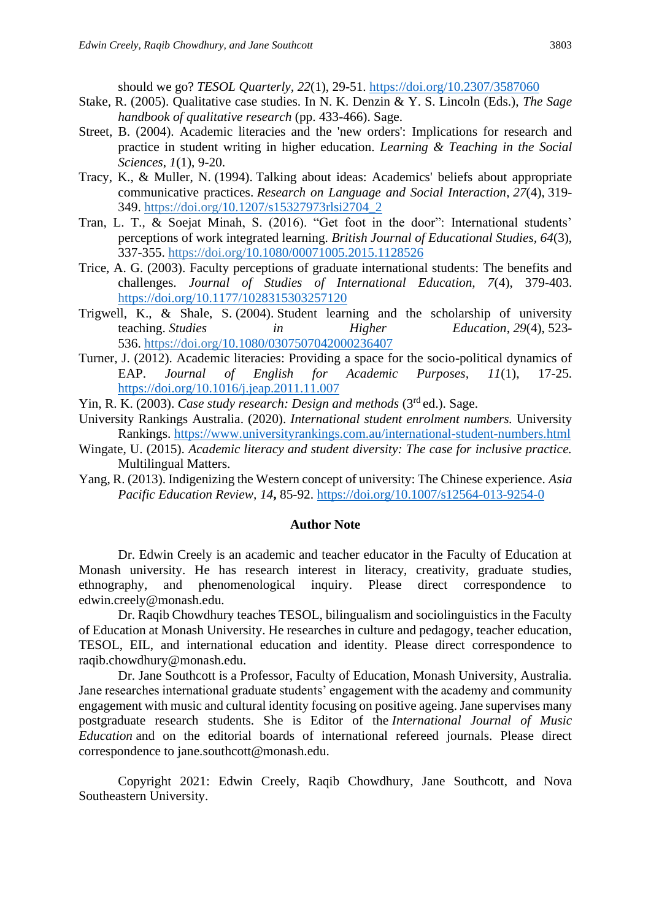should we go? *TESOL Quarterly, 22*(1), 29-51. https://doi.org/10.2307/3587060

Stake, R. (2005). Qualitative case studies. In N. K. Denzin & Y. S. Lincoln (Eds.), *The Sage handbook of qualitative research* (pp. 433-466). Sage.

Street, B. (2004). Academic literacies and the 'new orders': Implications for research and practice in student writing in higher education. *Learning & Teaching in the Social Sciences*, *1*(1), 9-20.

Tracy, K., & Muller, N. (1994). Talking about ideas: Academics' beliefs about appropriate communicative practices. *Research on Language and Social Interaction*, *27*(4), 319-349. https://doi.org/10.1207/s15327973rlsi2704_2

Tran, L. T., & Soejat Minah, S. (2016). "Get foot in the door": International students' perceptions of work integrated learning. *British Journal of Educational Studies*, *64*(3), 337-355. https://doi.org/10.1080/00071005.2015.1128526

Trice, A. G. (2003). Faculty perceptions of graduate international students: The benefits and challenges. *Journal of Studies of International Education, 7*(4), 379-403. https://doi.org/10.1177/1028315303257120

Trigwell, K., & Shale, S. (2004). Student learning and the scholarship of university teaching. *Studies in Higher Education*, *29*(4), 523-536. https://doi.org/10.1080/0307507042000236407

Turner, J. (2012). Academic literacies: Providing a space for the socio-political dynamics of EAP. *Journal of English for Academic Purposes*, *11*(1), 17-25. https://doi.org/10.1016/j.jeap.2011.11.007

Yin, R. K. (2003). *Case study research: Design and methods* (3rd ed.). Sage.

University Rankings Australia. (2020). *International student enrolment numbers.* University Rankings. https://www.universityrankings.com.au/international-student-numbers.html

Wingate, U. (2015). *Academic literacy and student diversity: The case for inclusive practice.* Multilingual Matters.

Yang, R. (2013). Indigenizing the Western concept of university: The Chinese experience. *Asia Pacific Education Review, 14***,** 85-92. https://doi.org/10.1007/s12564-013-9254-0

## Author Note

Dr. Edwin Creely is an academic and teacher educator in the Faculty of Education at Monash university. He has research interest in literacy, creativity, graduate studies, ethnography, and phenomenological inquiry. Please direct correspondence to edwin.creely@monash.edu.

Dr. Raqib Chowdhury teaches TESOL, bilingualism and sociolinguistics in the Faculty of Education at Monash University. He researches in culture and pedagogy, teacher education, TESOL, EIL, and international education and identity. Please direct correspondence to raqib.chowdhury@monash.edu.

Dr. Jane Southcott is a Professor, Faculty of Education, Monash University, Australia. Jane researches international graduate students' engagement with the academy and community engagement with music and cultural identity focusing on positive ageing. Jane supervises many postgraduate research students. She is Editor of the *International Journal of Music Education* and on the editorial boards of international refereed journals. Please direct correspondence to jane.southcott@monash.edu.

Copyright 2021: Edwin Creely, Raqib Chowdhury, Jane Southcott, and Nova Southeastern University.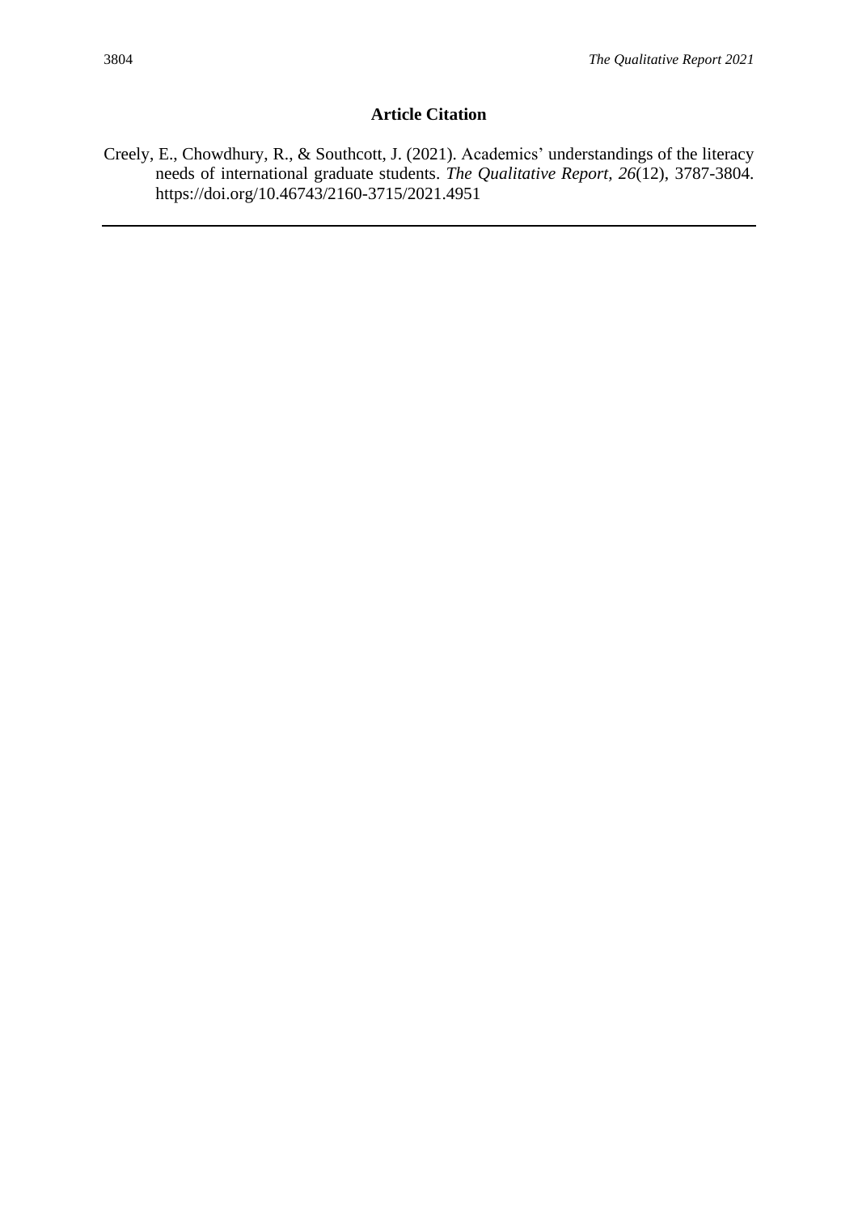## Article Citation

Creely, E., Chowdhury, R., & Southcott, J. (2021). Academics' understandings of the literacy needs of international graduate students. *The Qualitative Report, 26*(12), 3787-3804. https://doi.org/10.46743/2160-3715/2021.4951